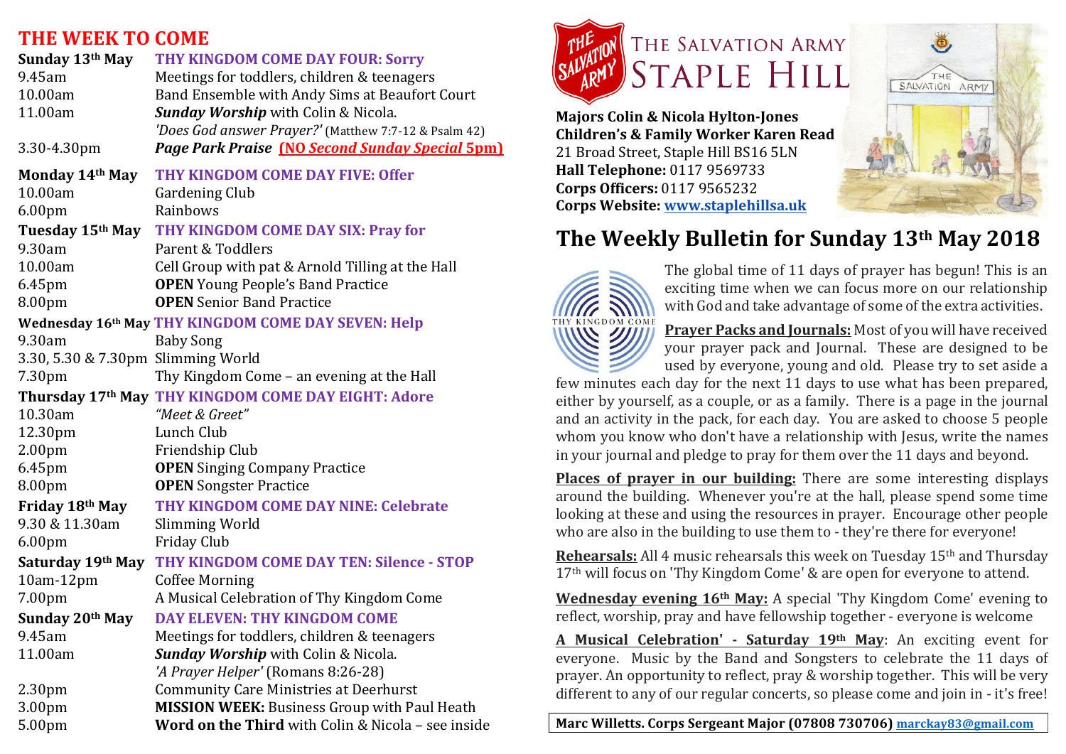# THE WEEK TO COME

| | |
|---|---|
| **Sunday 13th May** | **THY KINGDOM COME DAY FOUR: Sorry** |
| 9.45am | Meetings for toddlers, children & teenagers |
| 10.00am | Band Ensemble with Andy Sims at Beaufort Court |
| 11.00am | ***Sunday Worship*** with Colin & Nicola. *'Does God answer Prayer?'* (Matthew 7:7-12 & Psalm 42) |
| 3.30-4.30pm | ***Page Park Praise*** **(NO *Second Sunday Special* 5pm)** |
| **Monday 14th May** | **THY KINGDOM COME DAY FIVE: Offer** |
| 10.00am | Gardening Club |
| 6.00pm | Rainbows |
| **Tuesday 15th May** | **THY KINGDOM COME DAY SIX: Pray for** |
| 9.30am | Parent & Toddlers |
| 10.00am | Cell Group with pat & Arnold Tilling at the Hall |
| 6.45pm | **OPEN** Young People's Band Practice |
| 8.00pm | **OPEN** Senior Band Practice |
| **Wednesday 16th May** | **THY KINGDOM COME DAY SEVEN: Help** |
| 9.30am | Baby Song |
| 3.30, 5.30 & 7.30pm | Slimming World |
| 7.30pm | Thy Kingdom Come – an evening at the Hall |
| **Thursday 17th May** | **THY KINGDOM COME DAY EIGHT: Adore** |
| 10.30am | *"Meet & Greet"* |
| 12.30pm | Lunch Club |
| 2.00pm | Friendship Club |
| 6.45pm | **OPEN** Singing Company Practice |
| 8.00pm | **OPEN** Songster Practice |
| **Friday 18th May** | **THY KINGDOM COME DAY NINE: Celebrate** |
| 9.30 & 11.30am | Slimming World |
| 6.00pm | Friday Club |
| **Saturday 19th May** | **THY KINGDOM COME DAY TEN: Silence - STOP** |
| 10am-12pm | Coffee Morning |
| 7.00pm | A Musical Celebration of Thy Kingdom Come |
| **Sunday 20th May** | **DAY ELEVEN: THY KINGDOM COME** |
| 9.45am | Meetings for toddlers, children & teenagers |
| 11.00am | ***Sunday Worship*** with Colin & Nicola. *'A Prayer Helper'* (Romans 8:26-28) |
| 2.30pm | Community Care Ministries at Deerhurst |
| 3.00pm | **MISSION WEEK:** Business Group with Paul Heath |
| 5.00pm | **Word on the Third** with Colin & Nicola – see inside |

# The Salvation Army Staple Hill

**Majors Colin & Nicola Hylton-Jones**
**Children's & Family Worker Karen Read**
21 Broad Street, Staple Hill BS16 5LN
**Hall Telephone:** 0117 9569733
**Corps Officers:** 0117 9565232
**Corps Website:** www.staplehillsa.uk

## The Weekly Bulletin for Sunday 13th May 2018

The global time of 11 days of prayer has begun! This is an exciting time when we can focus more on our relationship with God and take advantage of some of the extra activities.

**Prayer Packs and Journals:** Most of you will have received your prayer pack and Journal. These are designed to be used by everyone, young and old. Please try to set aside a few minutes each day for the next 11 days to use what has been prepared, either by yourself, as a couple, or as a family. There is a page in the journal and an activity in the pack, for each day. You are asked to choose 5 people whom you know who don't have a relationship with Jesus, write the names in your journal and pledge to pray for them over the 11 days and beyond.

**Places of prayer in our building:** There are some interesting displays around the building. Whenever you're at the hall, please spend some time looking at these and using the resources in prayer. Encourage other people who are also in the building to use them to - they're there for everyone!

**Rehearsals:** All 4 music rehearsals this week on Tuesday 15th and Thursday 17th will focus on 'Thy Kingdom Come' & are open for everyone to attend.

**Wednesday evening 16th May:** A special 'Thy Kingdom Come' evening to reflect, worship, pray and have fellowship together - everyone is welcome

**A Musical Celebration' - Saturday 19th May**: An exciting event for everyone. Music by the Band and Songsters to celebrate the 11 days of prayer. An opportunity to reflect, pray & worship together. This will be very different to any of our regular concerts, so please come and join in - it's free!

**Marc Willetts. Corps Sergeant Major (07808 730706)** marckay83@gmail.com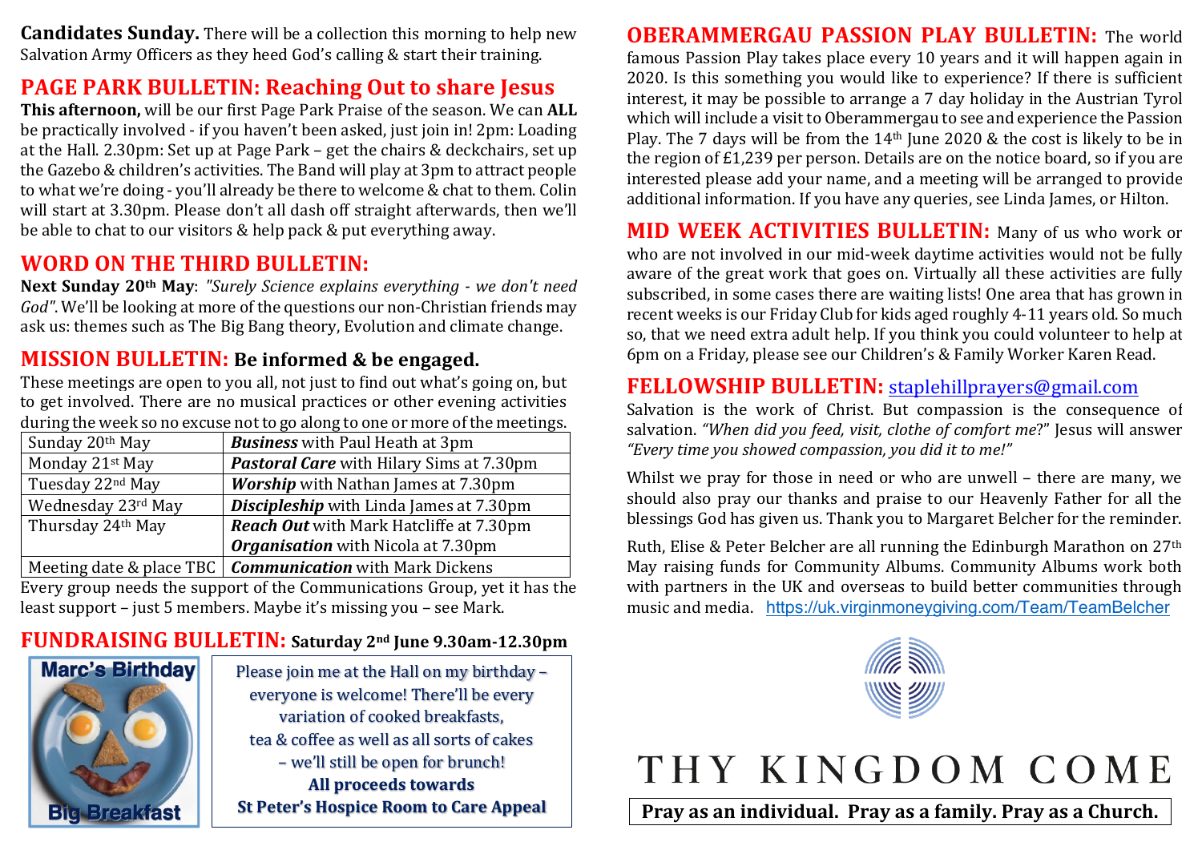**Candidates Sunday.** There will be a collection this morning to help new Salvation Army Officers as they heed God's calling & start their training.

## PAGE PARK BULLETIN: Reaching Out to share Jesus

**This afternoon,** will be our first Page Park Praise of the season. We can **ALL** be practically involved - if you haven't been asked, just join in! 2pm: Loading at the Hall. 2.30pm: Set up at Page Park – get the chairs & deckchairs, set up the Gazebo & children's activities. The Band will play at 3pm to attract people to what we're doing - you'll already be there to welcome & chat to them. Colin will start at 3.30pm. Please don't all dash off straight afterwards, then we'll be able to chat to our visitors & help pack & put everything away.

## WORD ON THE THIRD BULLETIN:

**Next Sunday 20th May**: *"Surely Science explains everything - we don't need God"*. We'll be looking at more of the questions our non-Christian friends may ask us: themes such as The Big Bang theory, Evolution and climate change.

## MISSION BULLETIN: Be informed & be engaged.

These meetings are open to you all, not just to find out what's going on, but to get involved. There are no musical practices or other evening activities during the week so no excuse not to go along to one or more of the meetings.

| | |
|---|---|
| Sunday 20th May | ***Business*** with Paul Heath at 3pm |
| Monday 21st May | ***Pastoral Care*** with Hilary Sims at 7.30pm |
| Tuesday 22nd May | ***Worship*** with Nathan James at 7.30pm |
| Wednesday 23rd May | ***Discipleship*** with Linda James at 7.30pm |
| Thursday 24th May | ***Reach Out*** with Mark Hatcliffe at 7.30pm<br>***Organisation*** with Nicola at 7.30pm |
| Meeting date & place TBC | ***Communication*** with Mark Dickens |

Every group needs the support of the Communications Group, yet it has the least support – just 5 members. Maybe it's missing you – see Mark.

## FUNDRAISING BULLETIN: Saturday 2nd June 9.30am-12.30pm

Marc's Birthday Big Breakfast

Please join me at the Hall on my birthday – everyone is welcome! There'll be every variation of cooked breakfasts, tea & coffee as well as all sorts of cakes – we'll still be open for brunch!
**All proceeds towards St Peter's Hospice Room to Care Appeal**

## OBERAMMERGAU PASSION PLAY BULLETIN:

The world famous Passion Play takes place every 10 years and it will happen again in 2020. Is this something you would like to experience? If there is sufficient interest, it may be possible to arrange a 7 day holiday in the Austrian Tyrol which will include a visit to Oberammergau to see and experience the Passion Play. The 7 days will be from the 14th June 2020 & the cost is likely to be in the region of £1,239 per person. Details are on the notice board, so if you are interested please add your name, and a meeting will be arranged to provide additional information. If you have any queries, see Linda James, or Hilton.

## MID WEEK ACTIVITIES BULLETIN:

Many of us who work or who are not involved in our mid-week daytime activities would not be fully aware of the great work that goes on. Virtually all these activities are fully subscribed, in some cases there are waiting lists! One area that has grown in recent weeks is our Friday Club for kids aged roughly 4-11 years old. So much so, that we need extra adult help. If you think you could volunteer to help at 6pm on a Friday, please see our Children's & Family Worker Karen Read.

## FELLOWSHIP BULLETIN: staplehillprayers@gmail.com

Salvation is the work of Christ. But compassion is the consequence of salvation. *"When did you feed, visit, clothe of comfort me*?" Jesus will answer *"Every time you showed compassion, you did it to me!"*

Whilst we pray for those in need or who are unwell – there are many, we should also pray our thanks and praise to our Heavenly Father for all the blessings God has given us. Thank you to Margaret Belcher for the reminder.

Ruth, Elise & Peter Belcher are all running the Edinburgh Marathon on 27th May raising funds for Community Albums. Community Albums work both with partners in the UK and overseas to build better communities through music and media. https://uk.virginmoneygiving.com/Team/TeamBelcher

THY KINGDOM COME

**Pray as an individual. Pray as a family. Pray as a Church.**